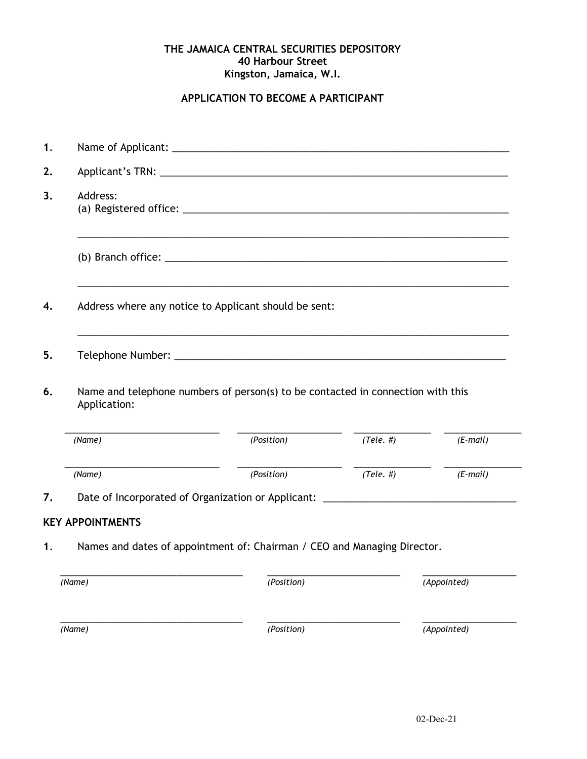**THE JAMAICA CENTRAL SECURITIES DEPOSITORY**
**40 Harbour Street**
**Kingston, Jamaica, W.I.**

## APPLICATION TO BECOME A PARTICIPANT

**1.** Name of Applicant: ______________________________________________________________

**2.** Applicant's TRN: ______________________________________________________________

**3.** Address:
(a) Registered office: ______________________________________________________________

______________________________________________________________

(b) Branch office: ______________________________________________________________

______________________________________________________________

**4.** Address where any notice to Applicant should be sent:

______________________________________________________________

**5.** Telephone Number: ______________________________________________________________

**6.** Name and telephone numbers of person(s) to be contacted in connection with this Application:

| *(Name)* | *(Position)* | *(Tele. #)* | *(E-mail)* |
|---|---|---|---|
| | | | |
| | | | |

**7.** Date of Incorporated of Organization or Applicant: ___________________________________

### KEY APPOINTMENTS

**1.** Names and dates of appointment of: Chairman / CEO and Managing Director.

| *(Name)* | *(Position)* | *(Appointed)* |
|---|---|---|
| | | |
| | | |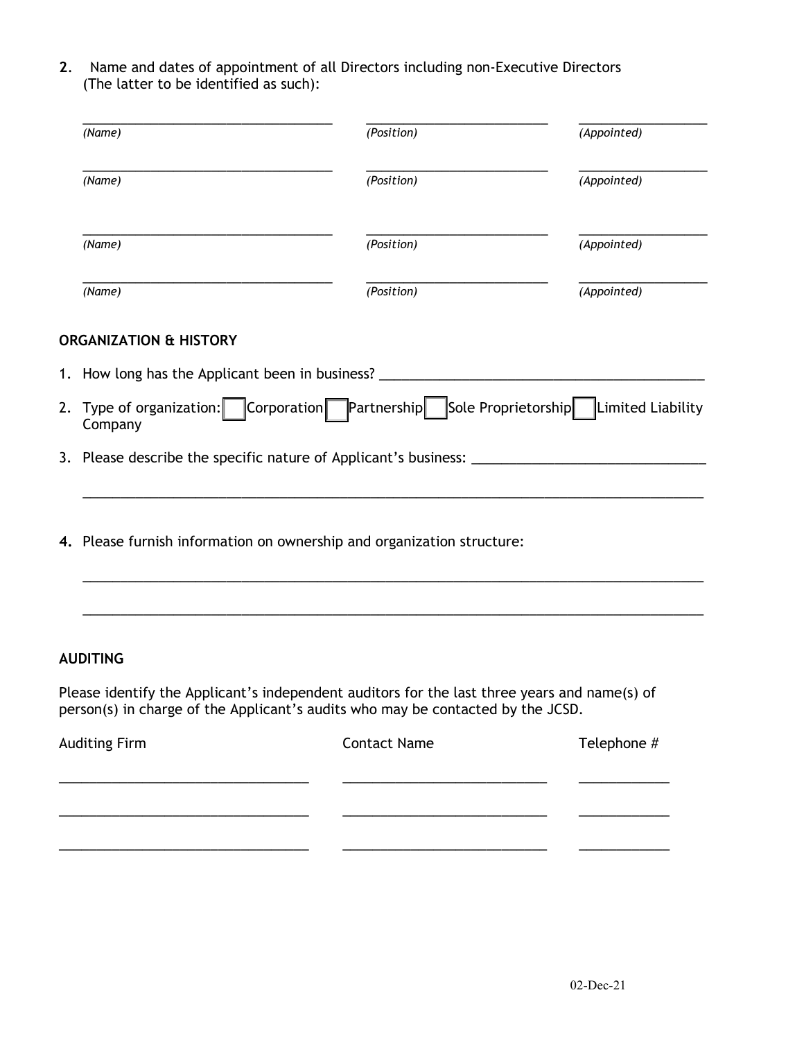**2.** Name and dates of appointment of all Directors including non-Executive Directors (The latter to be identified as such):

| (Name) | (Position) | (Appointed) |
|---|---|---|
| | | |
| | | |
| | | |
| | | |

## ORGANIZATION & HISTORY

1. How long has the Applicant been in business? ____________________________________________
2. Type of organization: ☐ Corporation ☐ Partnership ☐ Sole Proprietorship ☐ Limited Liability Company
3. Please describe the specific nature of Applicant's business: _______________________________

   ________________________________________________________________________________

4. Please furnish information on ownership and organization structure:

   ________________________________________________________________________________

   ________________________________________________________________________________

## AUDITING

Please identify the Applicant's independent auditors for the last three years and name(s) of person(s) in charge of the Applicant's audits who may be contacted by the JCSD.

| Auditing Firm | Contact Name | Telephone # |
|---|---|---|
| | | |
| | | |
| | | |

02-Dec-21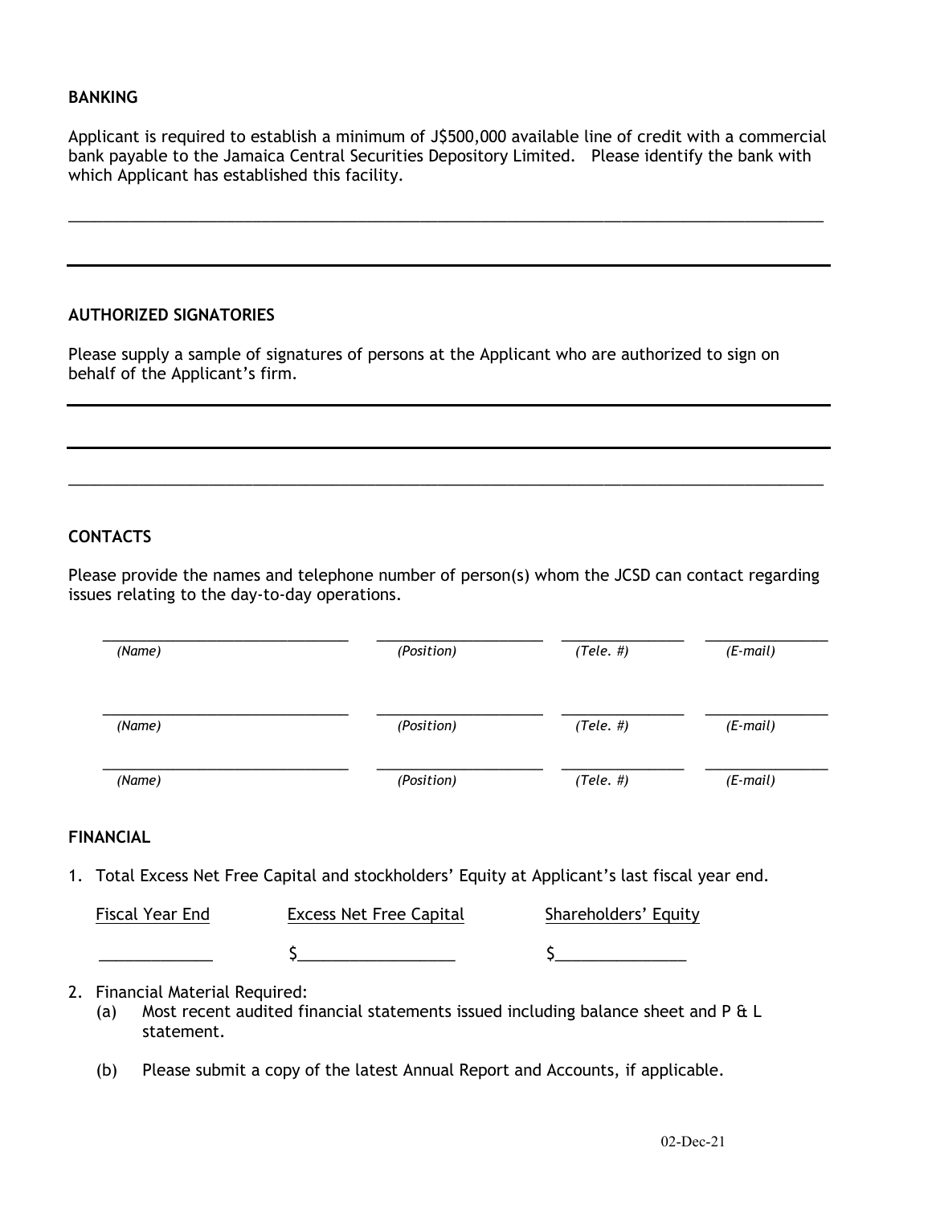**BANKING**

Applicant is required to establish a minimum of J$500,000 available line of credit with a commercial bank payable to the Jamaica Central Securities Depository Limited.   Please identify the bank with which Applicant has established this facility.

_______________________________________________________________________________________

---

**AUTHORIZED SIGNATORIES**

Please supply a sample of signatures of persons at the Applicant who are authorized to sign on behalf of the Applicant's firm.

---

---

_______________________________________________________________________________________

**CONTACTS**

Please provide the names and telephone number of person(s) whom the JCSD can contact regarding issues relating to the day-to-day operations.

| | | | |
|---|---|---|---|
| ______________________________ | ____________________ | _______________ | _______________ |
| *(Name)* | *(Position)* | *(Tele. #)* | *(E-mail)* |
| ______________________________ | ____________________ | _______________ | _______________ |
| *(Name)* | *(Position)* | *(Tele. #)* | *(E-mail)* |
| ______________________________ | ____________________ | _______________ | _______________ |
| *(Name)* | *(Position)* | *(Tele. #)* | *(E-mail)* |

**FINANCIAL**

1. Total Excess Net Free Capital and stockholders' Equity at Applicant's last fiscal year end.

| Fiscal Year End | Excess Net Free Capital | Shareholders' Equity |
|---|---|---|
| _____________ | $__________________ | $_______________ |

2. Financial Material Required:
   (a) Most recent audited financial statements issued including balance sheet and P & L statement.

   (b) Please submit a copy of the latest Annual Report and Accounts, if applicable.

02-Dec-21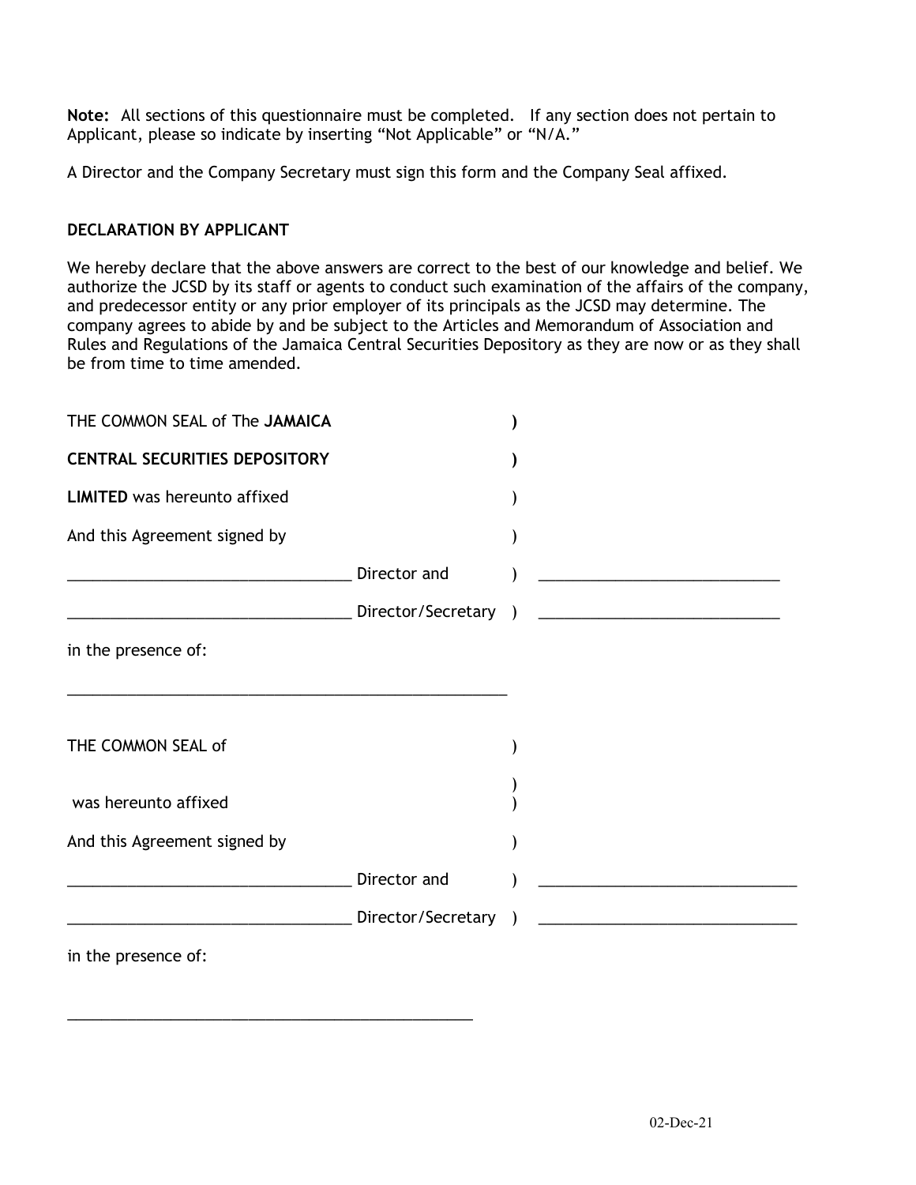**Note:** All sections of this questionnaire must be completed. If any section does not pertain to Applicant, please so indicate by inserting "Not Applicable" or "N/A."

A Director and the Company Secretary must sign this form and the Company Seal affixed.

**DECLARATION BY APPLICANT**

We hereby declare that the above answers are correct to the best of our knowledge and belief. We authorize the JCSD by its staff or agents to conduct such examination of the affairs of the company, and predecessor entity or any prior employer of its principals as the JCSD may determine. The company agrees to abide by and be subject to the Articles and Memorandum of Association and Rules and Regulations of the Jamaica Central Securities Depository as they are now or as they shall be from time to time amended.

THE COMMON SEAL of The **JAMAICA** )

**CENTRAL SECURITIES DEPOSITORY** )

**LIMITED** was hereunto affixed )

And this Agreement signed by )

__________________________________ Director and ) ____________________________

__________________________________ Director/Secretary ) ____________________________

in the presence of:

_____________________________________________________

THE COMMON SEAL of )

)

was hereunto affixed )

And this Agreement signed by )

__________________________________ Director and ) ______________________________

__________________________________ Director/Secretary ) ______________________________

in the presence of:

_________________________________________________

02-Dec-21